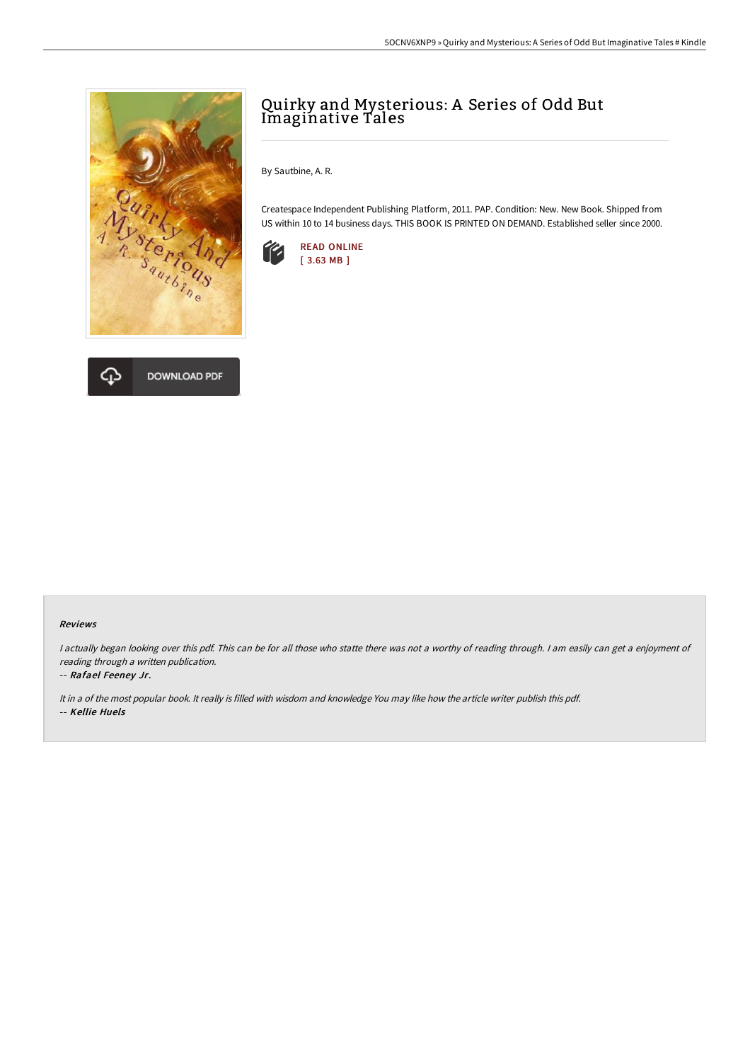# Quirky and Mysterious: A Series of Odd But Imaginative Tales

By Sautbine, A. R.

Createspace Independent Publishing Platform, 2011. PAP. Condition: New. New Book. Shipped from US within 10 to 14 business days. THIS BOOK IS PRINTED ON DEMAND. Established seller since 2000.

READ ONLINE
[ 3.63 MB ]

DOWNLOAD PDF

### Reviews

*I actually began looking over this pdf. This can be for all those who statte there was not a worthy of reading through. I am easily can get a enjoyment of reading through a written publication.*

-- ***Rafael Feeney Jr.***

*It in a of the most popular book. It really is filled with wisdom and knowledge You may like how the article writer publish this pdf.*

-- ***Kellie Huels***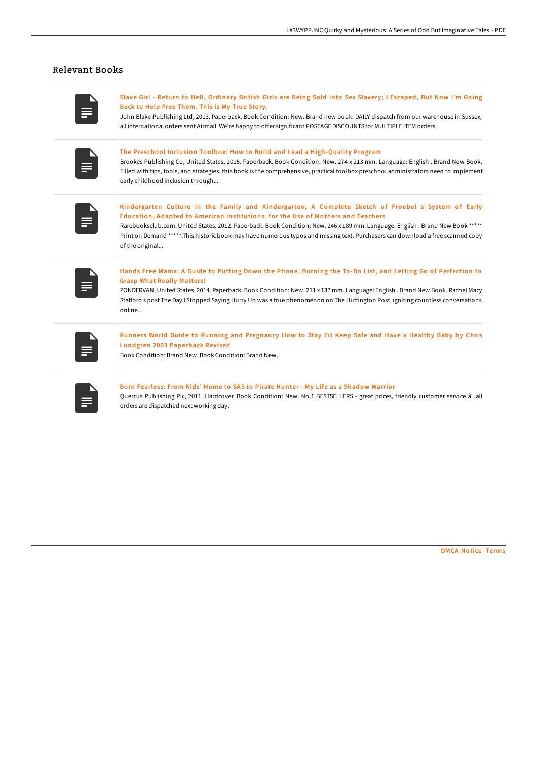## Relevant Books

**Slave Girl - Return to Hell, Ordinary British Girls are Being Sold into Sex Slavery; I Escaped, But Now I'm Going Back to Help Free Them. This is My True Story.**

John Blake Publishing Ltd, 2013. Paperback. Book Condition: New. Brand new book. DAILY dispatch from our warehouse in Sussex, all international orders sent Airmail. We're happy to offer significant POSTAGE DISCOUNTS for MULTIPLE ITEM orders.

**The Preschool Inclusion Toolbox: How to Build and Lead a High-Quality Program**

Brookes Publishing Co, United States, 2015. Paperback. Book Condition: New. 274 x 213 mm. Language: English . Brand New Book. Filled with tips, tools, and strategies, this book is the comprehensive, practical toolbox preschool administrators need to implement early childhood inclusion through...

**Kindergarten Culture in the Family and Kindergarten; A Complete Sketch of Froebel s System of Early Education, Adapted to American Institutions. for the Use of Mothers and Teachers**

Rarebooksclub.com, United States, 2012. Paperback. Book Condition: New. 246 x 189 mm. Language: English . Brand New Book ***** Print on Demand *****.This historic book may have numerous typos and missing text. Purchasers can download a free scanned copy of the original...

**Hands Free Mama: A Guide to Putting Down the Phone, Burning the To-Do List, and Letting Go of Perfection to Grasp What Really Matters!**

ZONDERVAN, United States, 2014. Paperback. Book Condition: New. 211 x 137 mm. Language: English . Brand New Book. Rachel Macy Stafford s post The Day I Stopped Saying Hurry Up was a true phenomenon on The Huffington Post, igniting countless conversations online...

**Runners World Guide to Running and Pregnancy How to Stay Fit Keep Safe and Have a Healthy Baby by Chris Lundgren 2003 Paperback Revised**

Book Condition: Brand New. Book Condition: Brand New.

**Born Fearless: From Kids' Home to SAS to Pirate Hunter - My Life as a Shadow Warrior**

Quercus Publishing Plc, 2011. Hardcover. Book Condition: New. No.1 BESTSELLERS - great prices, friendly customer service â" all orders are dispatched next working day.

DMCA Notice | Terms